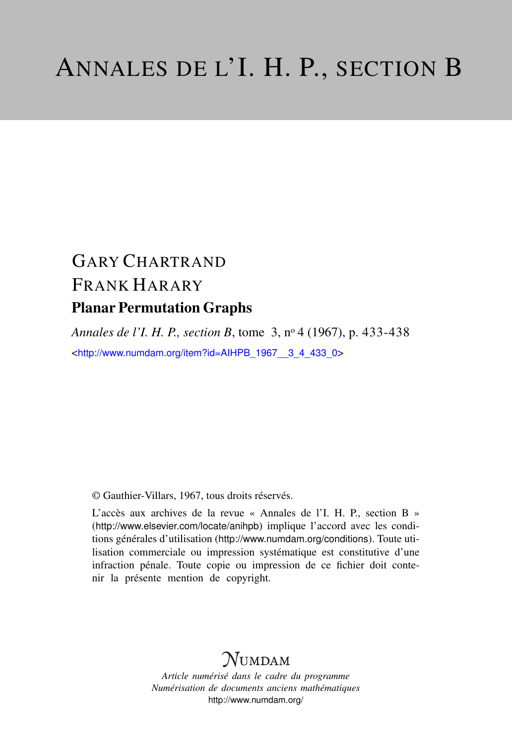# ANNALES DE L'I. H. P., SECTION B

GARY CHARTRAND

FRANK HARARY

## Planar Permutation Graphs

*Annales de l'I. H. P., section B*, tome 3, n° 4 (1967), p. 433-438

<http://www.numdam.org/item?id=AIHPB_1967__3_4_433_0>

© Gauthier-Villars, 1967, tous droits réservés.

L'accès aux archives de la revue « Annales de l'I. H. P., section B » (http://www.elsevier.com/locate/anihpb) implique l'accord avec les conditions générales d'utilisation (http://www.numdam.org/conditions). Toute utilisation commerciale ou impression systématique est constitutive d'une infraction pénale. Toute copie ou impression de ce fichier doit contenir la présente mention de copyright.

NUMDAM

*Article numérisé dans le cadre du programme*
*Numérisation de documents anciens mathématiques*
http://www.numdam.org/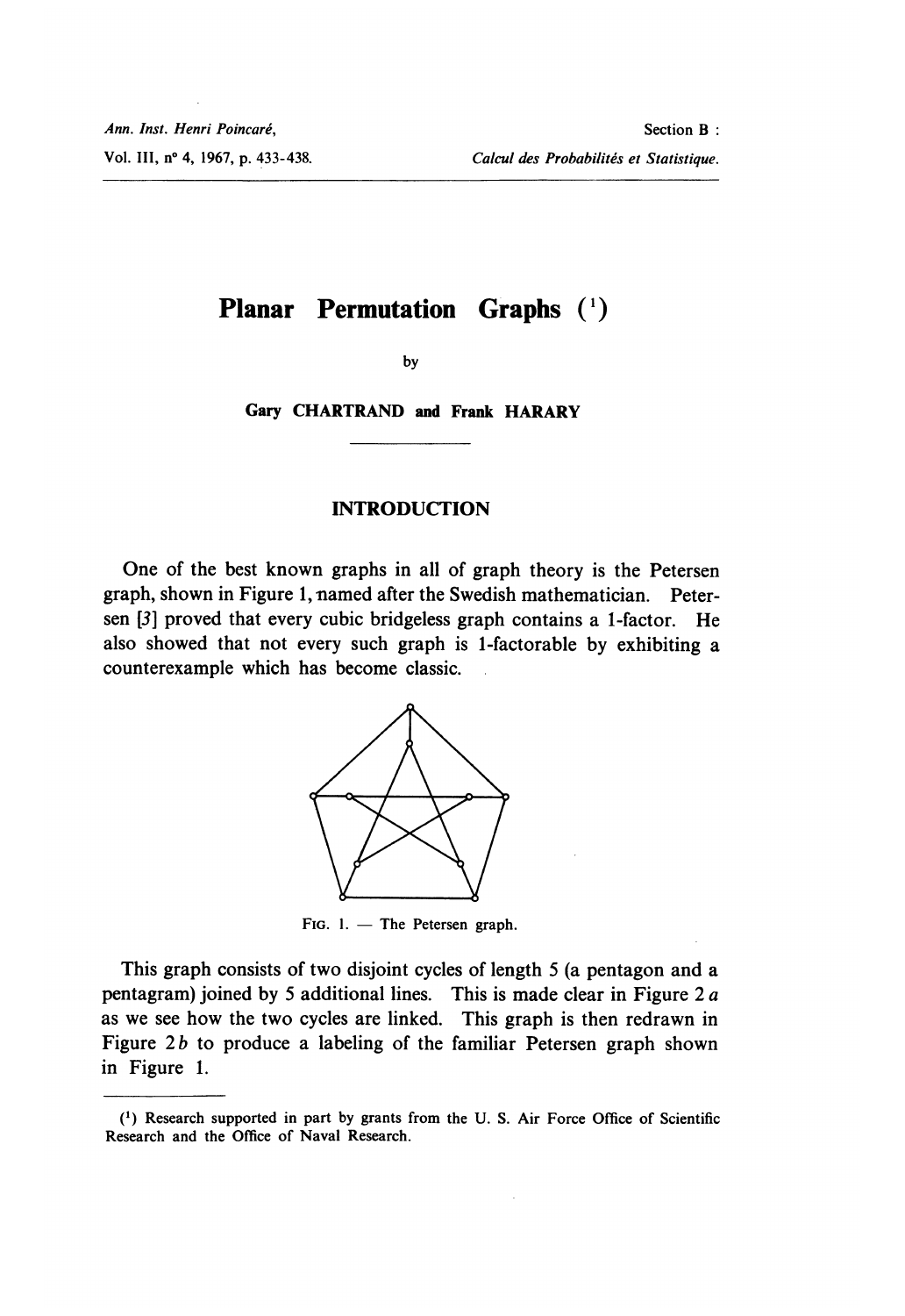# Planar Permutation Graphs ([1])

by

Gary CHARTRAND and Frank HARARY

## INTRODUCTION

One of the best known graphs in all of graph theory is the Petersen graph, shown in Figure 1, named after the Swedish mathematician. Petersen [3] proved that every cubic bridgeless graph contains a 1-factor. He also showed that not every such graph is 1-factorable by exhibiting a counterexample which has become classic.

FIG. 1. — The Petersen graph.

This graph consists of two disjoint cycles of length 5 (a pentagon and a pentagram) joined by 5 additional lines. This is made clear in Figure 2 *a* as we see how the two cycles are linked. This graph is then redrawn in Figure 2 *b* to produce a labeling of the familiar Petersen graph shown in Figure 1.

---

([1]) Research supported in part by grants from the U. S. Air Force Office of Scientific Research and the Office of Naval Research.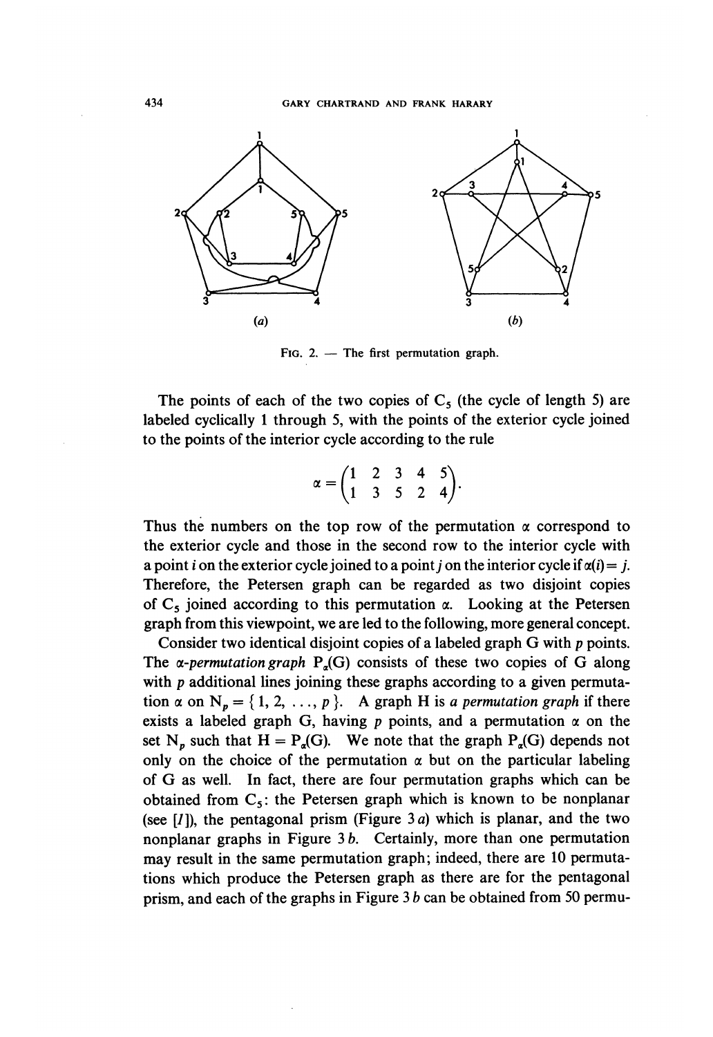(a) (b)

FIG. 2. — The first permutation graph.

The points of each of the two copies of $C_5$ (the cycle of length 5) are labeled cyclically 1 through 5, with the points of the exterior cycle joined to the points of the interior cycle according to the rule

$$\alpha = \begin{pmatrix} 1 & 2 & 3 & 4 & 5 \\ 1 & 3 & 5 & 2 & 4 \end{pmatrix}.$$

Thus the numbers on the top row of the permutation $\alpha$ correspond to the exterior cycle and those in the second row to the interior cycle with a point $i$ on the exterior cycle joined to a point $j$ on the interior cycle if $\alpha(i) = j$. Therefore, the Petersen graph can be regarded as two disjoint copies of $C_5$ joined according to this permutation $\alpha$. Looking at the Petersen graph from this viewpoint, we are led to the following, more general concept.

Consider two identical disjoint copies of a labeled graph G with $p$ points. The *$\alpha$-permutation graph* $P_\alpha(G)$ consists of these two copies of G along with $p$ additional lines joining these graphs according to a given permutation $\alpha$ on $N_p = \{1, 2, \ldots, p\}$. A graph H is *a permutation graph* if there exists a labeled graph G, having $p$ points, and a permutation $\alpha$ on the set $N_p$ such that $H = P_\alpha(G)$. We note that the graph $P_\alpha(G)$ depends not only on the choice of the permutation $\alpha$ but on the particular labeling of G as well. In fact, there are four permutation graphs which can be obtained from $C_5$: the Petersen graph which is known to be nonplanar (see [1]), the pentagonal prism (Figure 3 *a*) which is planar, and the two nonplanar graphs in Figure 3 *b*. Certainly, more than one permutation may result in the same permutation graph; indeed, there are 10 permutations which produce the Petersen graph as there are for the pentagonal prism, and each of the graphs in Figure 3 *b* can be obtained from 50 permu-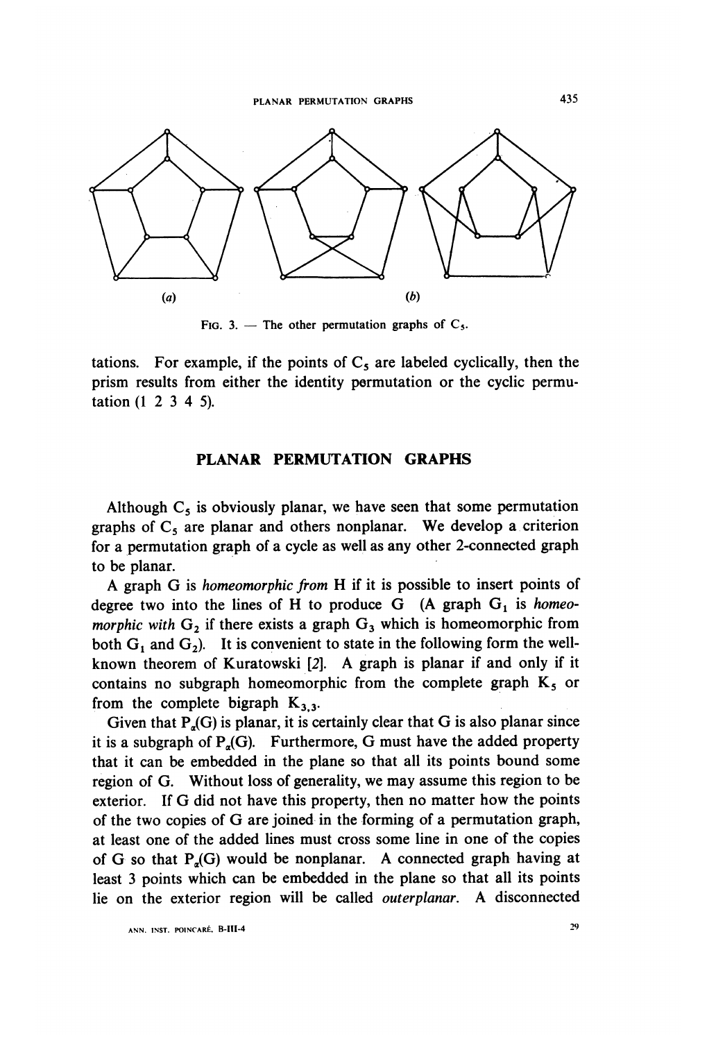(a) (b)

FIG. 3. — The other permutation graphs of $C_5$.

tations. For example, if the points of $C_5$ are labeled cyclically, then the prism results from either the identity permutation or the cyclic permutation (1 2 3 4 5).

## PLANAR PERMUTATION GRAPHS

Although $C_5$ is obviously planar, we have seen that some permutation graphs of $C_5$ are planar and others nonplanar. We develop a criterion for a permutation graph of a cycle as well as any other 2-connected graph to be planar.

A graph G is *homeomorphic from* H if it is possible to insert points of degree two into the lines of H to produce G (A graph $G_1$ is *homeomorphic with* $G_2$ if there exists a graph $G_3$ which is homeomorphic from both $G_1$ and $G_2$). It is convenient to state in the following form the well-known theorem of Kuratowski [2]. A graph is planar if and only if it contains no subgraph homeomorphic from the complete graph $K_5$ or from the complete bigraph $K_{3,3}$.

Given that $P_\alpha(G)$ is planar, it is certainly clear that G is also planar since it is a subgraph of $P_\alpha(G)$. Furthermore, G must have the added property that it can be embedded in the plane so that all its points bound some region of G. Without loss of generality, we may assume this region to be exterior. If G did not have this property, then no matter how the points of the two copies of G are joined in the forming of a permutation graph, at least one of the added lines must cross some line in one of the copies of G so that $P_\alpha(G)$ would be nonplanar. A connected graph having at least 3 points which can be embedded in the plane so that all its points lie on the exterior region will be called *outerplanar*. A disconnected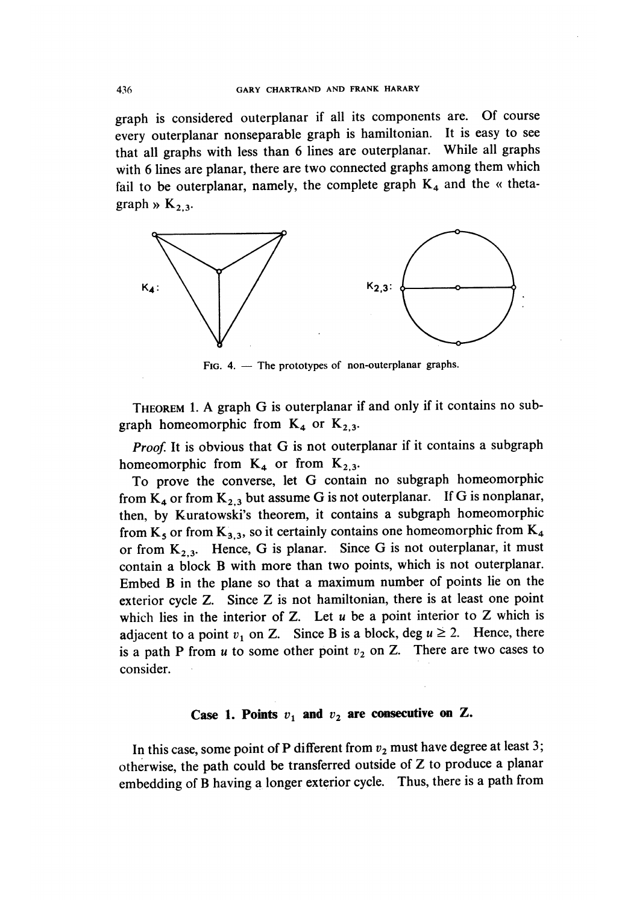graph is considered outerplanar if all its components are. Of course every outerplanar nonseparable graph is hamiltonian. It is easy to see that all graphs with less than 6 lines are outerplanar. While all graphs with 6 lines are planar, there are two connected graphs among them which fail to be outerplanar, namely, the complete graph $K_4$ and the « theta-graph » $K_{2,3}$.

FIG. 4. — The prototypes of non-outerplanar graphs.

THEOREM 1. A graph G is outerplanar if and only if it contains no subgraph homeomorphic from $K_4$ or $K_{2,3}$.

*Proof.* It is obvious that G is not outerplanar if it contains a subgraph homeomorphic from $K_4$ or from $K_{2,3}$.

To prove the converse, let G contain no subgraph homeomorphic from $K_4$ or from $K_{2,3}$ but assume G is not outerplanar. If G is nonplanar, then, by Kuratowski's theorem, it contains a subgraph homeomorphic from $K_5$ or from $K_{3,3}$, so it certainly contains one homeomorphic from $K_4$ or from $K_{2,3}$. Hence, G is planar. Since G is not outerplanar, it must contain a block B with more than two points, which is not outerplanar. Embed B in the plane so that a maximum number of points lie on the exterior cycle Z. Since Z is not hamiltonian, there is at least one point which lies in the interior of Z. Let $u$ be a point interior to Z which is adjacent to a point $v_1$ on Z. Since B is a block, $\deg u \geq 2$. Hence, there is a path P from $u$ to some other point $v_2$ on Z. There are two cases to consider.

**Case 1. Points $v_1$ and $v_2$ are consecutive on Z.**

In this case, some point of P different from $v_2$ must have degree at least 3; otherwise, the path could be transferred outside of Z to produce a planar embedding of B having a longer exterior cycle. Thus, there is a path from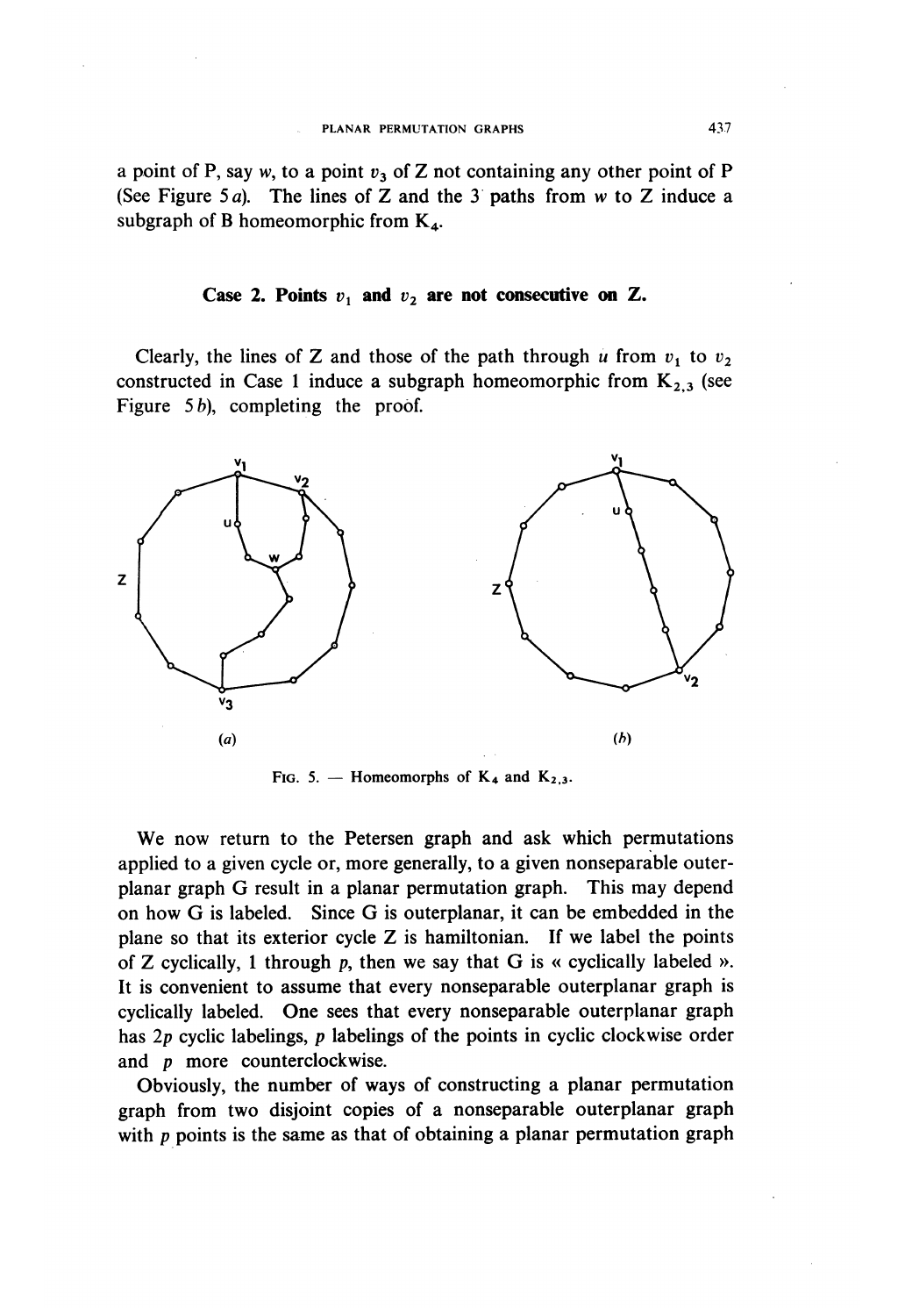a point of P, say $w$, to a point $v_3$ of Z not containing any other point of P (See Figure 5 $a$). The lines of Z and the 3 paths from $w$ to Z induce a subgraph of B homeomorphic from $K_4$.

### Case 2. Points $v_1$ and $v_2$ are not consecutive on Z.

Clearly, the lines of Z and those of the path through $u$ from $v_1$ to $v_2$ constructed in Case 1 induce a subgraph homeomorphic from $K_{2,3}$ (see Figure 5 $b$), completing the proof.

FIG. 5. — Homeomorphs of $K_4$ and $K_{2,3}$.

We now return to the Petersen graph and ask which permutations applied to a given cycle or, more generally, to a given nonseparable outerplanar graph G result in a planar permutation graph. This may depend on how G is labeled. Since G is outerplanar, it can be embedded in the plane so that its exterior cycle Z is hamiltonian. If we label the points of Z cyclically, 1 through $p$, then we say that G is « cyclically labeled ». It is convenient to assume that every nonseparable outerplanar graph is cyclically labeled. One sees that every nonseparable outerplanar graph has $2p$ cyclic labelings, $p$ labelings of the points in cyclic clockwise order and $p$ more counterclockwise.

Obviously, the number of ways of constructing a planar permutation graph from two disjoint copies of a nonseparable outerplanar graph with $p$ points is the same as that of obtaining a planar permutation graph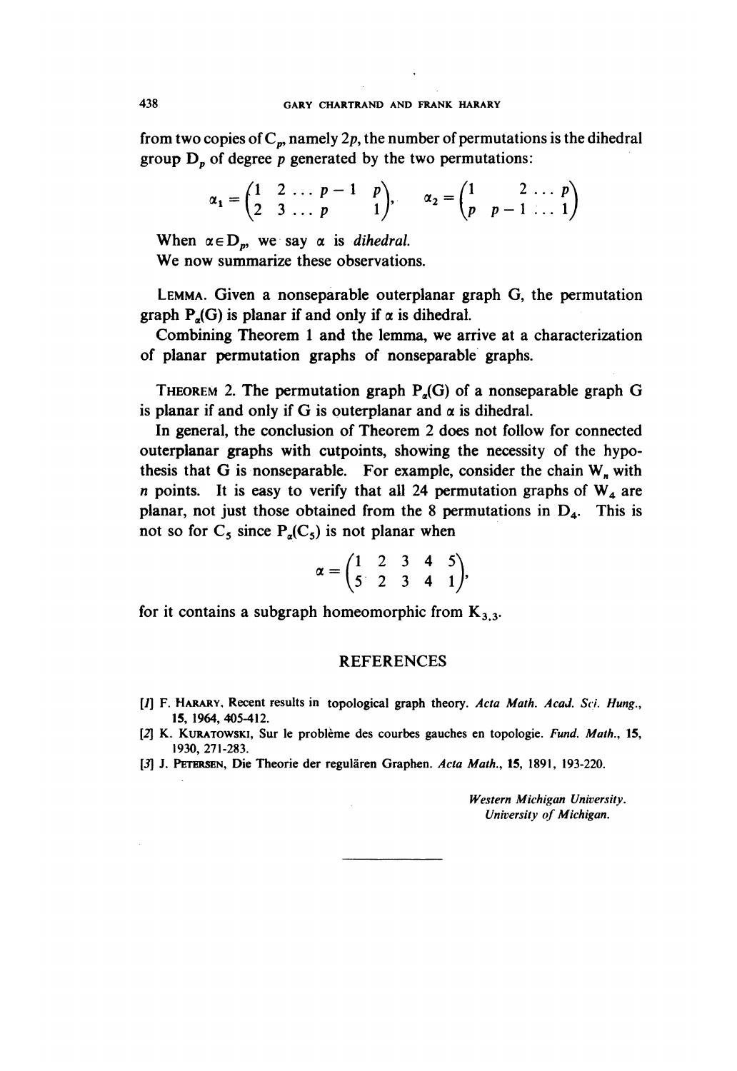from two copies of $C_p$, namely $2p$, the number of permutations is the dihedral group $D_p$ of degree $p$ generated by the two permutations:

$$\alpha_1 = \begin{pmatrix} 1 & 2 \dots p-1 & p \\ 2 & 3 \dots p & 1 \end{pmatrix}, \quad \alpha_2 = \begin{pmatrix} 1 & 2 \dots p \\ p & p-1 \dots 1 \end{pmatrix}$$

When $\alpha \in D_p$, we say $\alpha$ is *dihedral.*

We now summarize these observations.

LEMMA. Given a nonseparable outerplanar graph G, the permutation graph $P_\alpha(G)$ is planar if and only if $\alpha$ is dihedral.

Combining Theorem 1 and the lemma, we arrive at a characterization of planar permutation graphs of nonseparable graphs.

THEOREM 2. The permutation graph $P_\alpha(G)$ of a nonseparable graph G is planar if and only if G is outerplanar and $\alpha$ is dihedral.

In general, the conclusion of Theorem 2 does not follow for connected outerplanar graphs with cutpoints, showing the necessity of the hypothesis that G is nonseparable. For example, consider the chain $W_n$ with $n$ points. It is easy to verify that all 24 permutation graphs of $W_4$ are planar, not just those obtained from the 8 permutations in $D_4$. This is not so for $C_5$ since $P_\alpha(C_5)$ is not planar when

$$\alpha = \begin{pmatrix} 1 & 2 & 3 & 4 & 5 \\ 5 & 2 & 3 & 4 & 1 \end{pmatrix},$$

for it contains a subgraph homeomorphic from $K_{3,3}$.

## REFERENCES

[1] F. HARARY, Recent results in topological graph theory. *Acta Math. Acad. Sci. Hung.*, **15**, 1964, 405-412.

[2] K. KURATOWSKI, Sur le problème des courbes gauches en topologie. *Fund. Math.*, **15**, 1930, 271-283.

[3] J. PETERSEN, Die Theorie der regulären Graphen. *Acta Math.*, **15**, 1891, 193-220.

*Western Michigan University.*
*University of Michigan.*